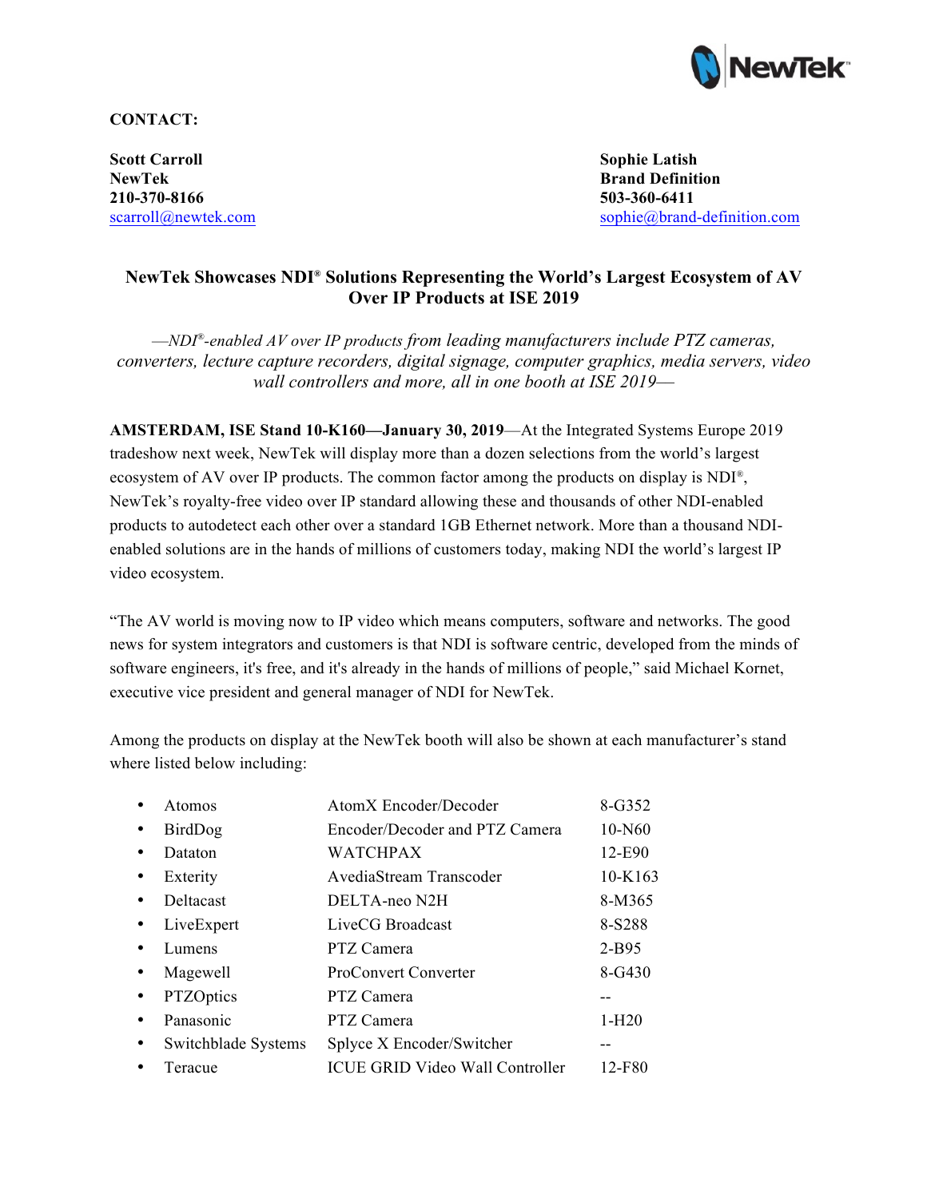**CONTACT:**

**Scott Carroll**
**NewTek**
**210-370-8166**
scarroll@newtek.com

**Sophie Latish**
**Brand Definition**
**503-360-6411**
sophie@brand-definition.com

# NewTek Showcases NDI® Solutions Representing the World's Largest Ecosystem of AV Over IP Products at ISE 2019

*—NDI®-enabled AV over IP products from leading manufacturers include PTZ cameras, converters, lecture capture recorders, digital signage, computer graphics, media servers, video wall controllers and more, all in one booth at ISE 2019—*

**AMSTERDAM, ISE Stand 10-K160—January 30, 2019**—At the Integrated Systems Europe 2019 tradeshow next week, NewTek will display more than a dozen selections from the world's largest ecosystem of AV over IP products. The common factor among the products on display is NDI®, NewTek's royalty-free video over IP standard allowing these and thousands of other NDI-enabled products to autodetect each other over a standard 1GB Ethernet network. More than a thousand NDI-enabled solutions are in the hands of millions of customers today, making NDI the world's largest IP video ecosystem.

"The AV world is moving now to IP video which means computers, software and networks. The good news for system integrators and customers is that NDI is software centric, developed from the minds of software engineers, it's free, and it's already in the hands of millions of people," said Michael Kornet, executive vice president and general manager of NDI for NewTek.

Among the products on display at the NewTek booth will also be shown at each manufacturer's stand where listed below including:

- Atomos — AtomX Encoder/Decoder — 8-G352
- BirdDog — Encoder/Decoder and PTZ Camera — 10-N60
- Dataton — WATCHPAX — 12-E90
- Exterity — AvediaStream Transcoder — 10-K163
- Deltacast — DELTA-neo N2H — 8-M365
- LiveExpert — LiveCG Broadcast — 8-S288
- Lumens — PTZ Camera — 2-B95
- Magewell — ProConvert Converter — 8-G430
- PTZOptics — PTZ Camera — --
- Panasonic — PTZ Camera — 1-H20
- Switchblade Systems — Splyce X Encoder/Switcher — --
- Teracue — ICUE GRID Video Wall Controller — 12-F80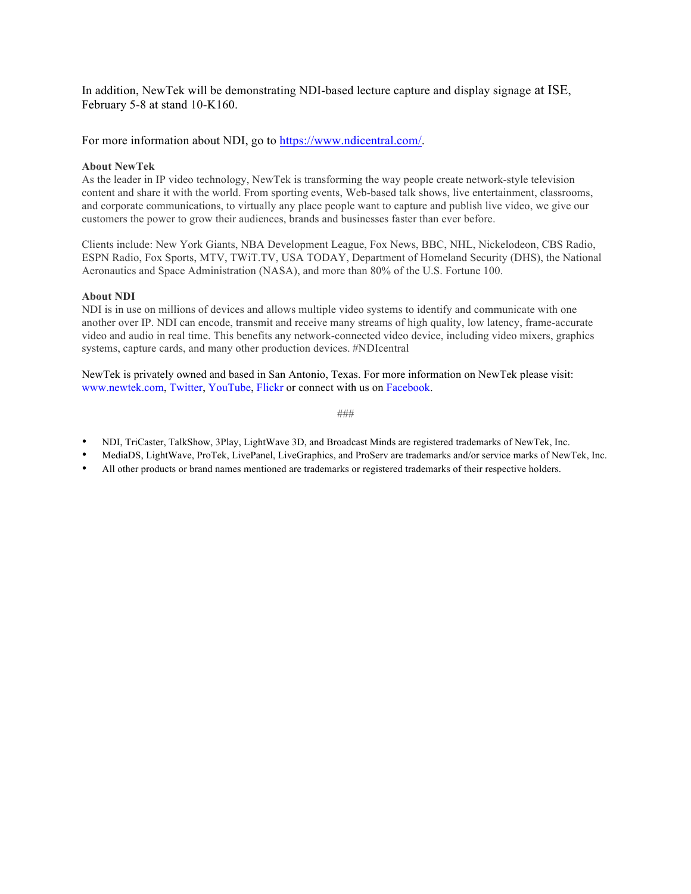In addition, NewTek will be demonstrating NDI-based lecture capture and display signage at ISE, February 5-8 at stand 10-K160.

For more information about NDI, go to https://www.ndicentral.com/.

**About NewTek**
As the leader in IP video technology, NewTek is transforming the way people create network-style television content and share it with the world. From sporting events, Web-based talk shows, live entertainment, classrooms, and corporate communications, to virtually any place people want to capture and publish live video, we give our customers the power to grow their audiences, brands and businesses faster than ever before.

Clients include: New York Giants, NBA Development League, Fox News, BBC, NHL, Nickelodeon, CBS Radio, ESPN Radio, Fox Sports, MTV, TWiT.TV, USA TODAY, Department of Homeland Security (DHS), the National Aeronautics and Space Administration (NASA), and more than 80% of the U.S. Fortune 100.

**About NDI**
NDI is in use on millions of devices and allows multiple video systems to identify and communicate with one another over IP. NDI can encode, transmit and receive many streams of high quality, low latency, frame-accurate video and audio in real time. This benefits any network-connected video device, including video mixers, graphics systems, capture cards, and many other production devices. #NDIcentral

NewTek is privately owned and based in San Antonio, Texas. For more information on NewTek please visit: www.newtek.com, Twitter, YouTube, Flickr or connect with us on Facebook.

###

- NDI, TriCaster, TalkShow, 3Play, LightWave 3D, and Broadcast Minds are registered trademarks of NewTek, Inc.
- MediaDS, LightWave, ProTek, LivePanel, LiveGraphics, and ProServ are trademarks and/or service marks of NewTek, Inc.
- All other products or brand names mentioned are trademarks or registered trademarks of their respective holders.